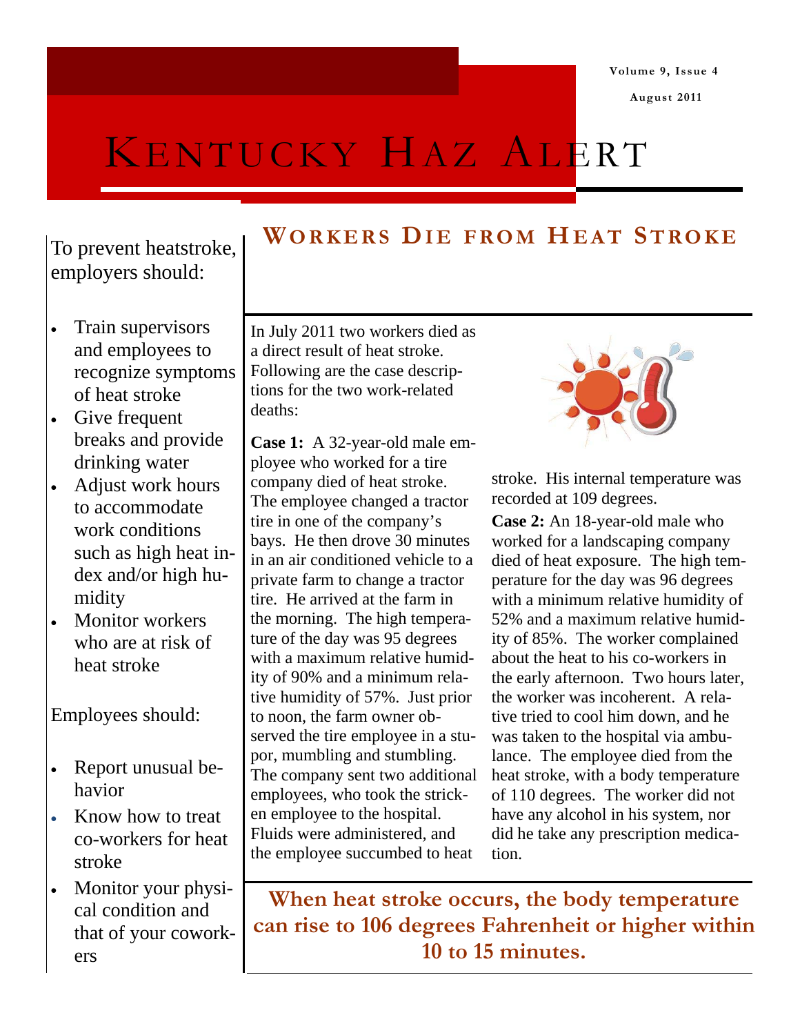// Kentucky Haz Alert — Volume 9, Issue 4, August 2011

# Kentucky Haz Alert

## Workers Die from Heat Stroke

In July 2011 two workers died as a direct result of heat stroke. Following are the case descriptions for the two work-related deaths:

**Case 1:** A 32-year-old male employee who worked for a tire company died of heat stroke. The employee changed a tractor tire in one of the company's bays. He then drove 30 minutes in an air conditioned vehicle to a private farm to change a tractor tire. He arrived at the farm in the morning. The high temperature of the day was 95 degrees with a maximum relative humidity of 90% and a minimum relative humidity of 57%. Just prior to noon, the farm owner observed the tire employee in a stupor, mumbling and stumbling. The company sent two additional employees, who took the stricken employee to the hospital. Fluids were administered, and the employee succumbed to heat stroke. His internal temperature was recorded at 109 degrees.

**Case 2:** An 18-year-old male who worked for a landscaping company died of heat exposure. The high temperature for the day was 96 degrees with a minimum relative humidity of 52% and a maximum relative humidity of 85%. The worker complained about the heat to his co-workers in the early afternoon. Two hours later, the worker was incoherent. A relative tried to cool him down, and he was taken to the hospital via ambulance. The employee died from the heat stroke, with a body temperature of 110 degrees. The worker did not have any alcohol in his system, nor did he take any prescription medication.

**When heat stroke occurs, the body temperature can rise to 106 degrees Fahrenheit or higher within 10 to 15 minutes.**

To prevent heatstroke, employers should:

- Train supervisors and employees to recognize symptoms of heat stroke
- Give frequent breaks and provide drinking water
- Adjust work hours to accommodate work conditions such as high heat index and/or high humidity
- Monitor workers who are at risk of heat stroke

Employees should:

- Report unusual behavior
- Know how to treat co-workers for heat stroke
- Monitor your physical condition and that of your coworkers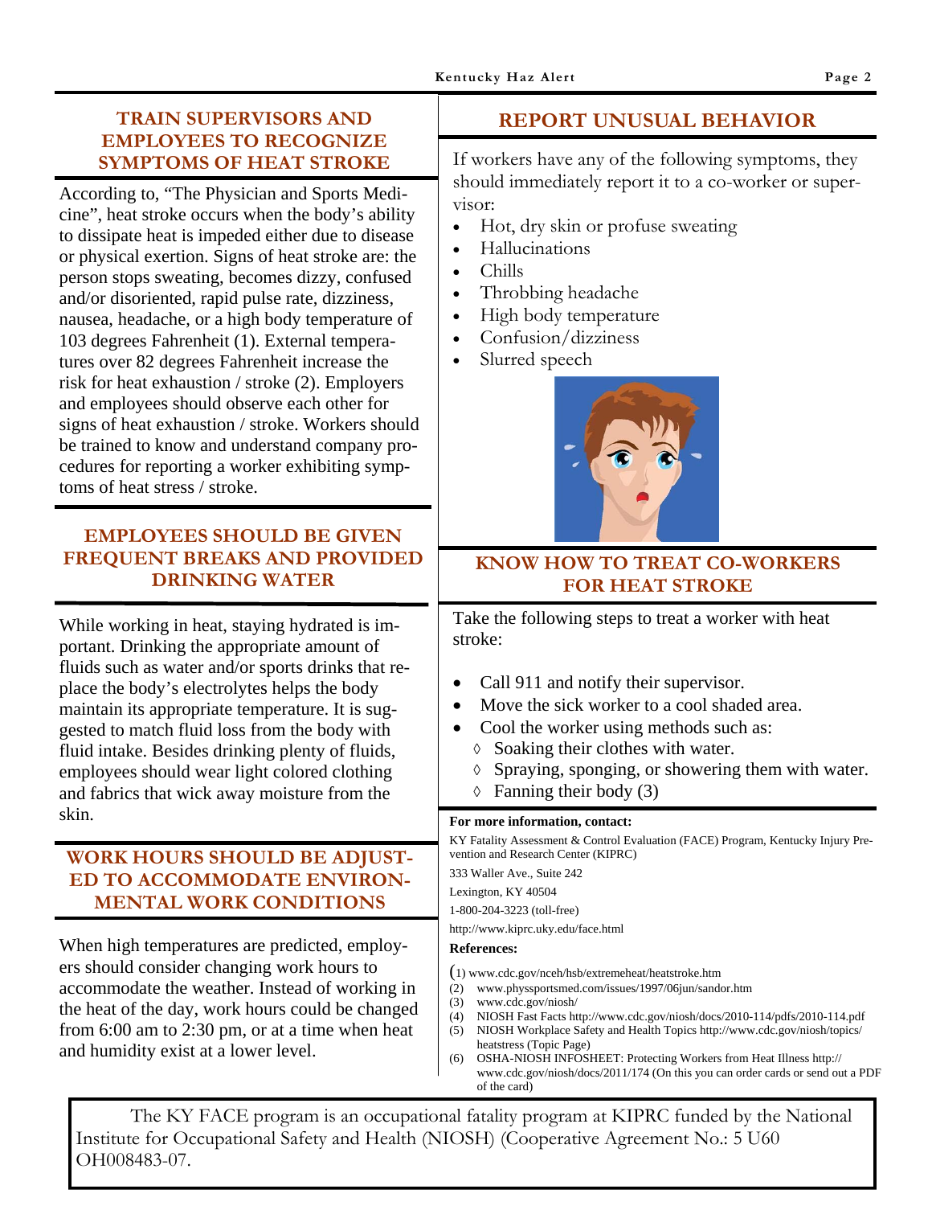## TRAIN SUPERVISORS AND EMPLOYEES TO RECOGNIZE SYMPTOMS OF HEAT STROKE

According to, "The Physician and Sports Medicine", heat stroke occurs when the body's ability to dissipate heat is impeded either due to disease or physical exertion. Signs of heat stroke are: the person stops sweating, becomes dizzy, confused and/or disoriented, rapid pulse rate, dizziness, nausea, headache, or a high body temperature of 103 degrees Fahrenheit (1). External temperatures over 82 degrees Fahrenheit increase the risk for heat exhaustion / stroke (2). Employers and employees should observe each other for signs of heat exhaustion / stroke. Workers should be trained to know and understand company procedures for reporting a worker exhibiting symptoms of heat stress / stroke.

## EMPLOYEES SHOULD BE GIVEN FREQUENT BREAKS AND PROVIDED DRINKING WATER

While working in heat, staying hydrated is important. Drinking the appropriate amount of fluids such as water and/or sports drinks that replace the body's electrolytes helps the body maintain its appropriate temperature. It is suggested to match fluid loss from the body with fluid intake. Besides drinking plenty of fluids, employees should wear light colored clothing and fabrics that wick away moisture from the skin.

## WORK HOURS SHOULD BE ADJUSTED TO ACCOMMODATE ENVIRONMENTAL WORK CONDITIONS

When high temperatures are predicted, employers should consider changing work hours to accommodate the weather. Instead of working in the heat of the day, work hours could be changed from 6:00 am to 2:30 pm, or at a time when heat and humidity exist at a lower level.

## REPORT UNUSUAL BEHAVIOR

If workers have any of the following symptoms, they should immediately report it to a co-worker or supervisor:

- Hot, dry skin or profuse sweating
- Hallucinations
- Chills
- Throbbing headache
- High body temperature
- Confusion/dizziness
- Slurred speech

## KNOW HOW TO TREAT CO-WORKERS FOR HEAT STROKE

Take the following steps to treat a worker with heat stroke:

- Call 911 and notify their supervisor.
- Move the sick worker to a cool shaded area.
- Cool the worker using methods such as:
  - ◊ Soaking their clothes with water.
  - ◊ Spraying, sponging, or showering them with water.
  - ◊ Fanning their body (3)

**For more information, contact:**

KY Fatality Assessment & Control Evaluation (FACE) Program, Kentucky Injury Prevention and Research Center (KIPRC)

333 Waller Ave., Suite 242

Lexington, KY 40504

1-800-204-3223 (toll-free)

http://www.kiprc.uky.edu/face.html

**References:**

(1) www.cdc.gov/nceh/hsb/extremeheat/heatstroke.htm
(2) www.physsportsmed.com/issues/1997/06jun/sandor.htm
(3) www.cdc.gov/niosh/
(4) NIOSH Fast Facts http://www.cdc.gov/niosh/docs/2010-114/pdfs/2010-114.pdf
(5) NIOSH Workplace Safety and Health Topics http://www.cdc.gov/niosh/topics/heatstress (Topic Page)
(6) OSHA-NIOSH INFOSHEET: Protecting Workers from Heat Illness http://www.cdc.gov/niosh/docs/2011/174 (On this you can order cards or send out a PDF of the card)

The KY FACE program is an occupational fatality program at KIPRC funded by the National Institute for Occupational Safety and Health (NIOSH) (Cooperative Agreement No.: 5 U60 OH008483-07.